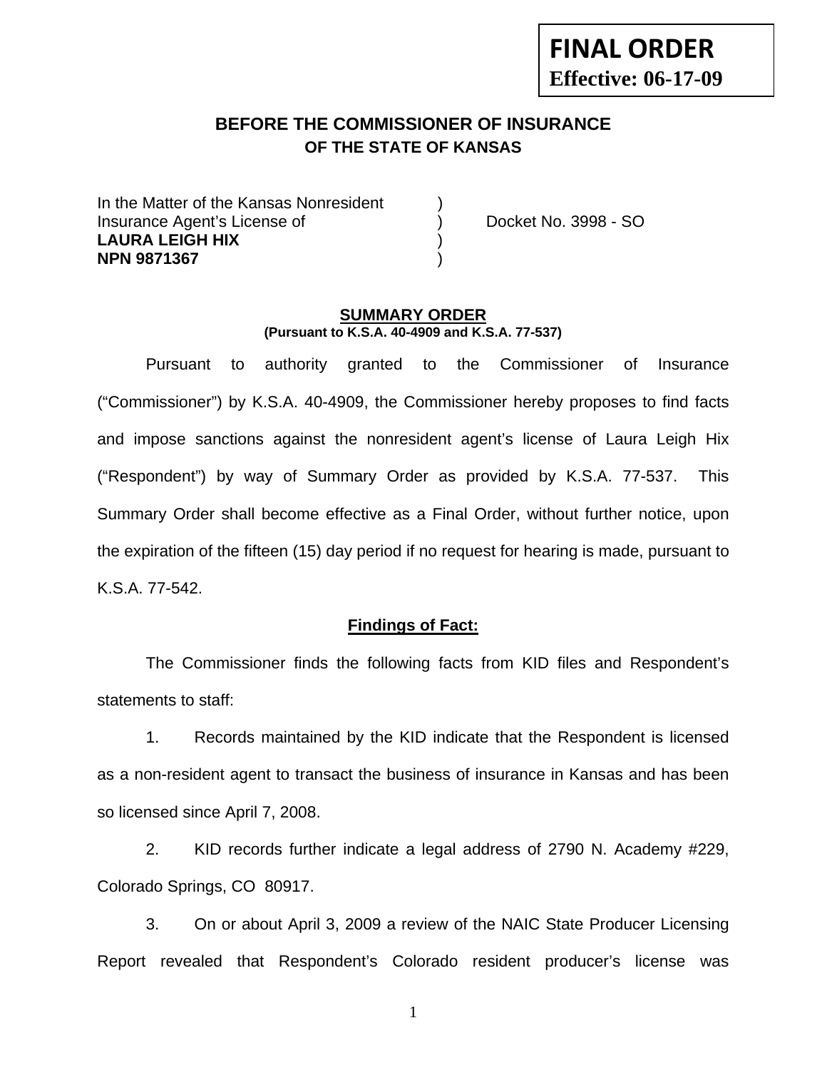**FINAL ORDER**
**Effective: 06-17-09**

## BEFORE THE COMMISSIONER OF INSURANCE
### OF THE STATE OF KANSAS

In the Matter of the Kansas Nonresident )
Insurance Agent's License of ) Docket No. 3998 - SO
**LAURA LEIGH HIX** )
**NPN 9871367** )

**SUMMARY ORDER**
**(Pursuant to K.S.A. 40-4909 and K.S.A. 77-537)**

Pursuant to authority granted to the Commissioner of Insurance ("Commissioner") by K.S.A. 40-4909, the Commissioner hereby proposes to find facts and impose sanctions against the nonresident agent's license of Laura Leigh Hix ("Respondent") by way of Summary Order as provided by K.S.A. 77-537. This Summary Order shall become effective as a Final Order, without further notice, upon the expiration of the fifteen (15) day period if no request for hearing is made, pursuant to K.S.A. 77-542.

**Findings of Fact:**

The Commissioner finds the following facts from KID files and Respondent's statements to staff:

1. Records maintained by the KID indicate that the Respondent is licensed as a non-resident agent to transact the business of insurance in Kansas and has been so licensed since April 7, 2008.

2. KID records further indicate a legal address of 2790 N. Academy #229, Colorado Springs, CO 80917.

3. On or about April 3, 2009 a review of the NAIC State Producer Licensing Report revealed that Respondent's Colorado resident producer's license was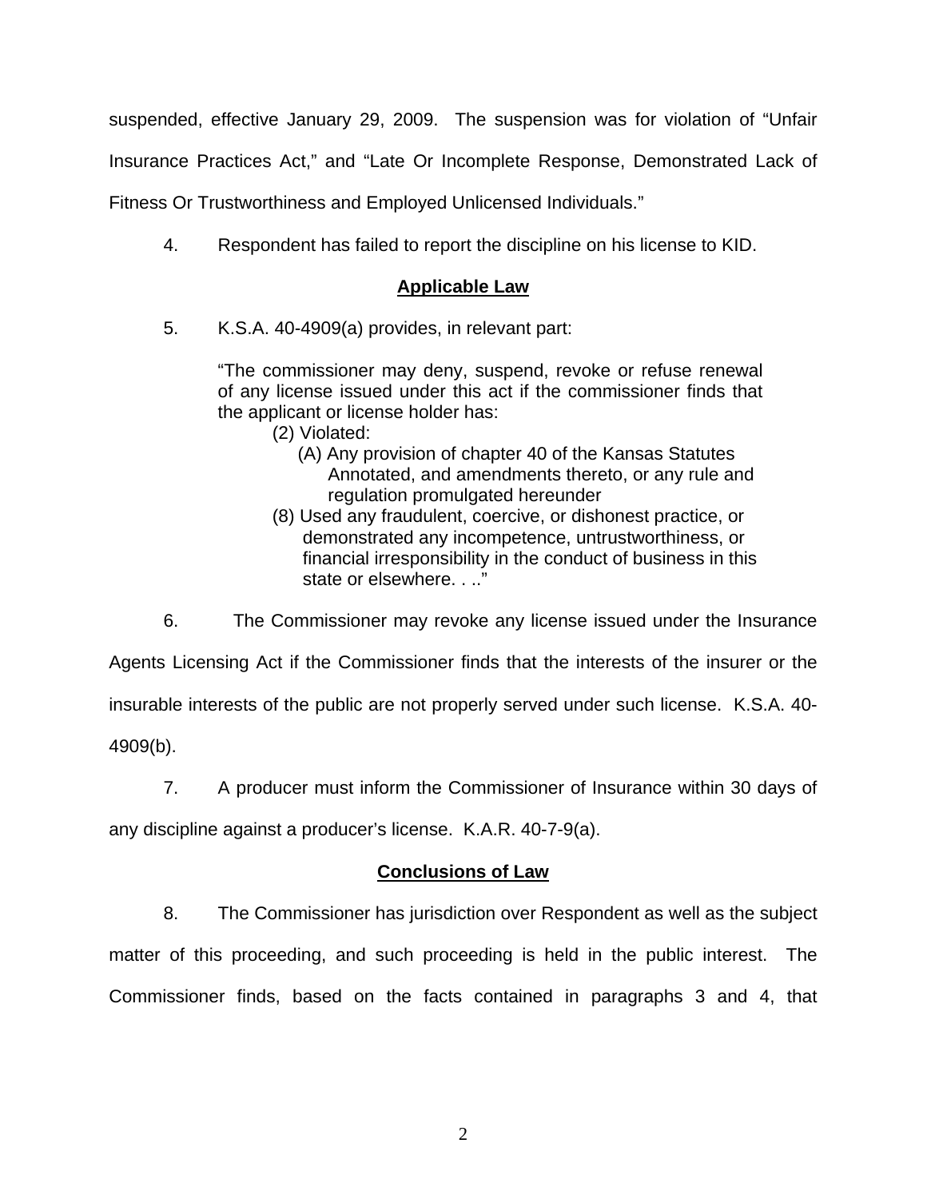suspended, effective January 29, 2009. The suspension was for violation of "Unfair Insurance Practices Act," and "Late Or Incomplete Response, Demonstrated Lack of Fitness Or Trustworthiness and Employed Unlicensed Individuals."

4. Respondent has failed to report the discipline on his license to KID.

## Applicable Law

5. K.S.A. 40-4909(a) provides, in relevant part:

> "The commissioner may deny, suspend, revoke or refuse renewal of any license issued under this act if the commissioner finds that the applicant or license holder has:
>
> (2) Violated:
>
> (A) Any provision of chapter 40 of the Kansas Statutes Annotated, and amendments thereto, or any rule and regulation promulgated hereunder
>
> (8) Used any fraudulent, coercive, or dishonest practice, or demonstrated any incompetence, untrustworthiness, or financial irresponsibility in the conduct of business in this state or elsewhere. . .."

6. The Commissioner may revoke any license issued under the Insurance Agents Licensing Act if the Commissioner finds that the interests of the insurer or the insurable interests of the public are not properly served under such license. K.S.A. 40-4909(b).

7. A producer must inform the Commissioner of Insurance within 30 days of any discipline against a producer's license. K.A.R. 40-7-9(a).

## Conclusions of Law

8. The Commissioner has jurisdiction over Respondent as well as the subject matter of this proceeding, and such proceeding is held in the public interest. The Commissioner finds, based on the facts contained in paragraphs 3 and 4, that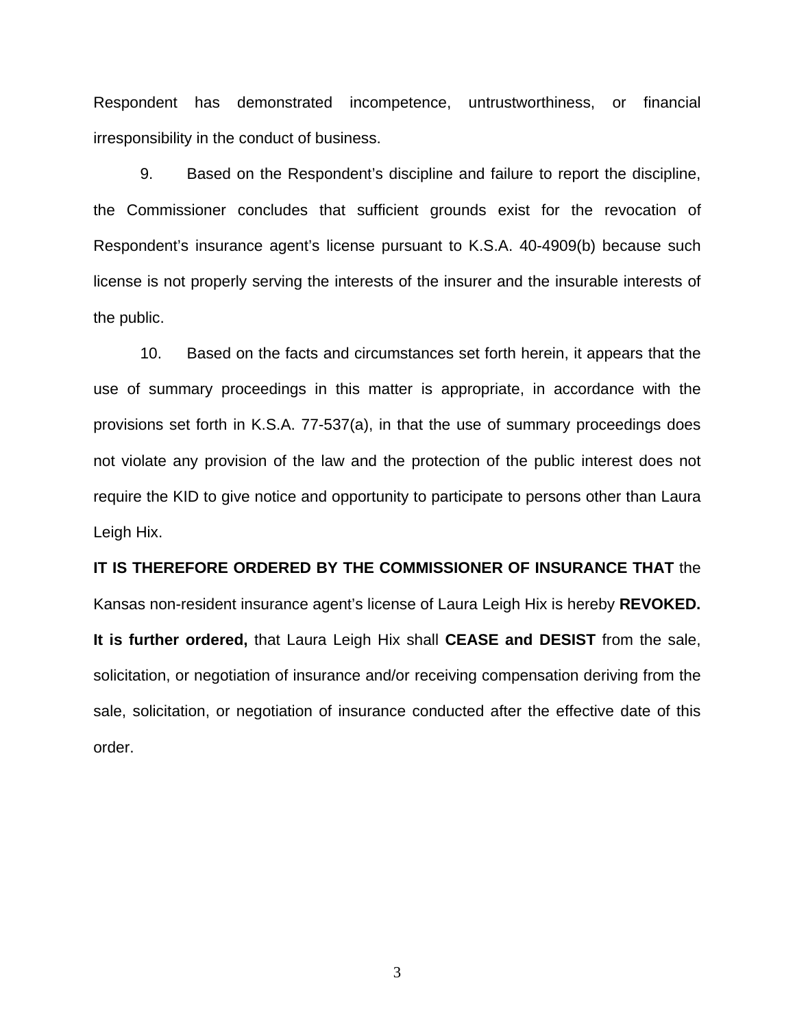Respondent has demonstrated incompetence, untrustworthiness, or financial irresponsibility in the conduct of business.

9. Based on the Respondent's discipline and failure to report the discipline, the Commissioner concludes that sufficient grounds exist for the revocation of Respondent's insurance agent's license pursuant to K.S.A. 40-4909(b) because such license is not properly serving the interests of the insurer and the insurable interests of the public.

10. Based on the facts and circumstances set forth herein, it appears that the use of summary proceedings in this matter is appropriate, in accordance with the provisions set forth in K.S.A. 77-537(a), in that the use of summary proceedings does not violate any provision of the law and the protection of the public interest does not require the KID to give notice and opportunity to participate to persons other than Laura Leigh Hix.

**IT IS THEREFORE ORDERED BY THE COMMISSIONER OF INSURANCE THAT** the Kansas non-resident insurance agent's license of Laura Leigh Hix is hereby **REVOKED.** **It is further ordered,** that Laura Leigh Hix shall **CEASE and DESIST** from the sale, solicitation, or negotiation of insurance and/or receiving compensation deriving from the sale, solicitation, or negotiation of insurance conducted after the effective date of this order.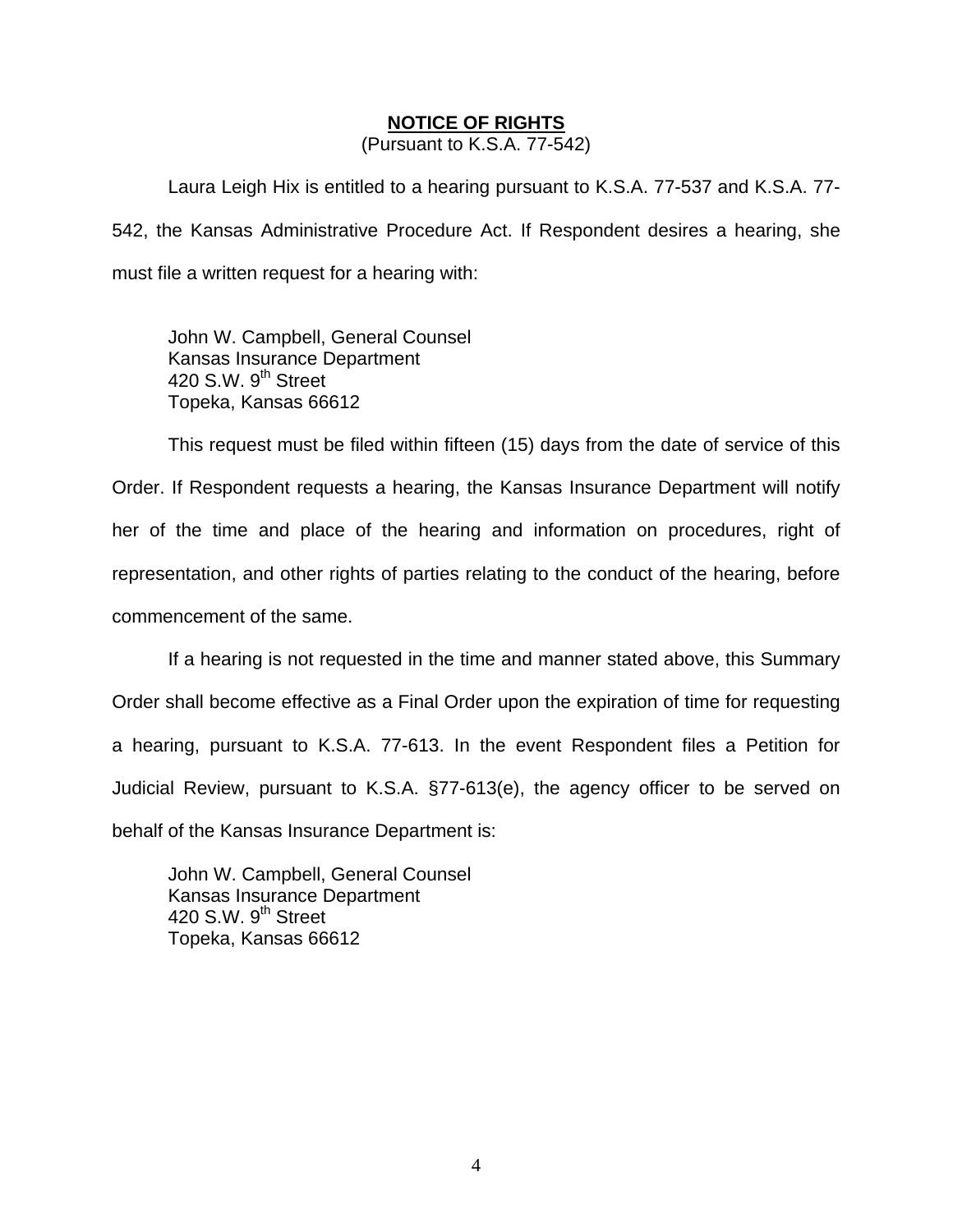**NOTICE OF RIGHTS**

(Pursuant to K.S.A. 77-542)

Laura Leigh Hix is entitled to a hearing pursuant to K.S.A. 77-537 and K.S.A. 77-542, the Kansas Administrative Procedure Act. If Respondent desires a hearing, she must file a written request for a hearing with:

John W. Campbell, General Counsel
Kansas Insurance Department
420 S.W. 9th Street
Topeka, Kansas 66612

This request must be filed within fifteen (15) days from the date of service of this Order. If Respondent requests a hearing, the Kansas Insurance Department will notify her of the time and place of the hearing and information on procedures, right of representation, and other rights of parties relating to the conduct of the hearing, before commencement of the same.

If a hearing is not requested in the time and manner stated above, this Summary Order shall become effective as a Final Order upon the expiration of time for requesting a hearing, pursuant to K.S.A. 77-613. In the event Respondent files a Petition for Judicial Review, pursuant to K.S.A. §77-613(e), the agency officer to be served on behalf of the Kansas Insurance Department is:

John W. Campbell, General Counsel
Kansas Insurance Department
420 S.W. 9th Street
Topeka, Kansas 66612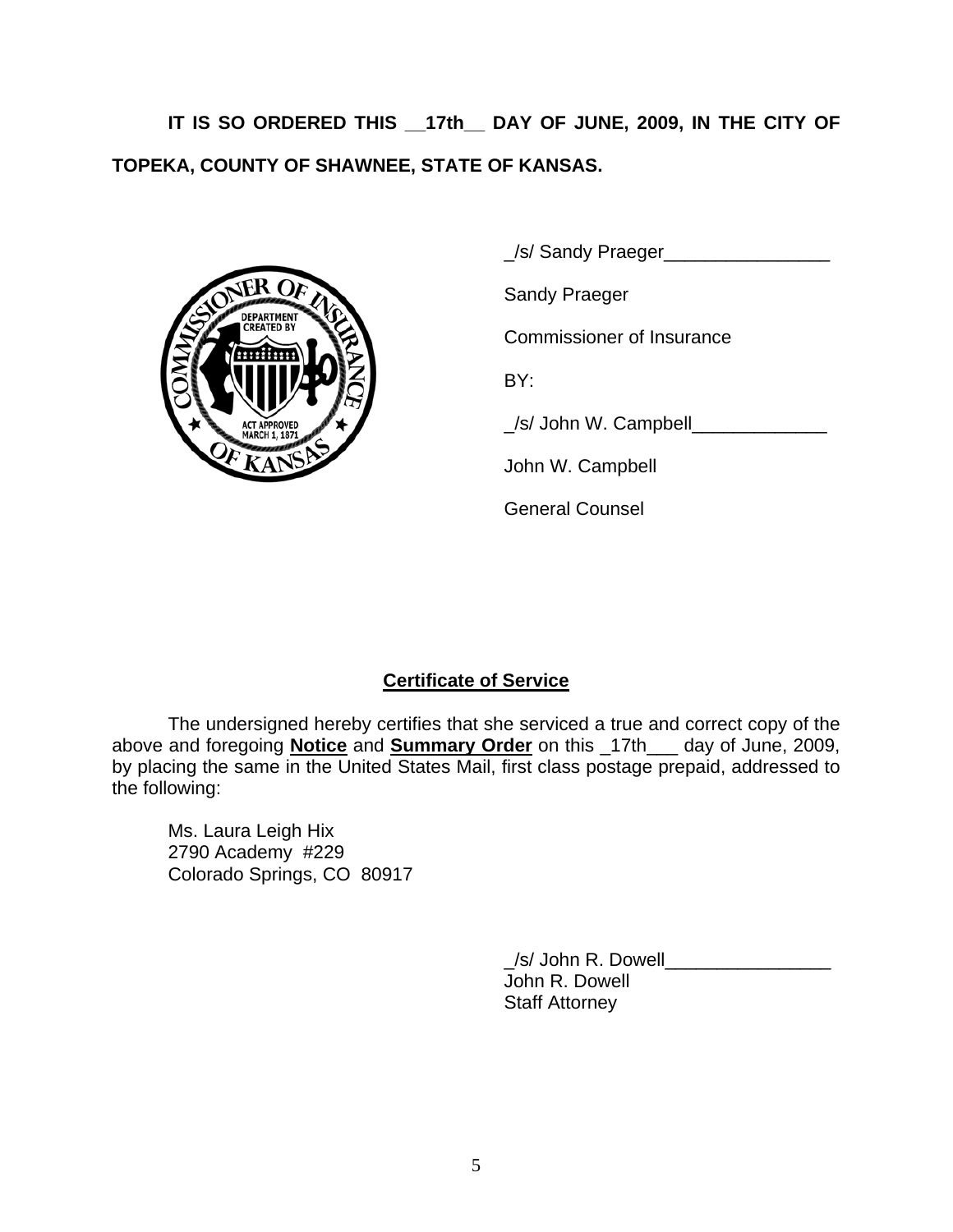**IT IS SO ORDERED THIS __17th__ DAY OF JUNE, 2009, IN THE CITY OF TOPEKA, COUNTY OF SHAWNEE, STATE OF KANSAS.**

_/s/ Sandy Praeger________________

Sandy Praeger

Commissioner of Insurance

BY:

_/s/ John W. Campbell_____________

John W. Campbell

General Counsel

**Certificate of Service**

The undersigned hereby certifies that she serviced a true and correct copy of the above and foregoing **Notice** and **Summary Order** on this _17th___ day of June, 2009, by placing the same in the United States Mail, first class postage prepaid, addressed to the following:

Ms. Laura Leigh Hix
2790 Academy #229
Colorado Springs, CO 80917

_/s/ John R. Dowell________________
John R. Dowell
Staff Attorney